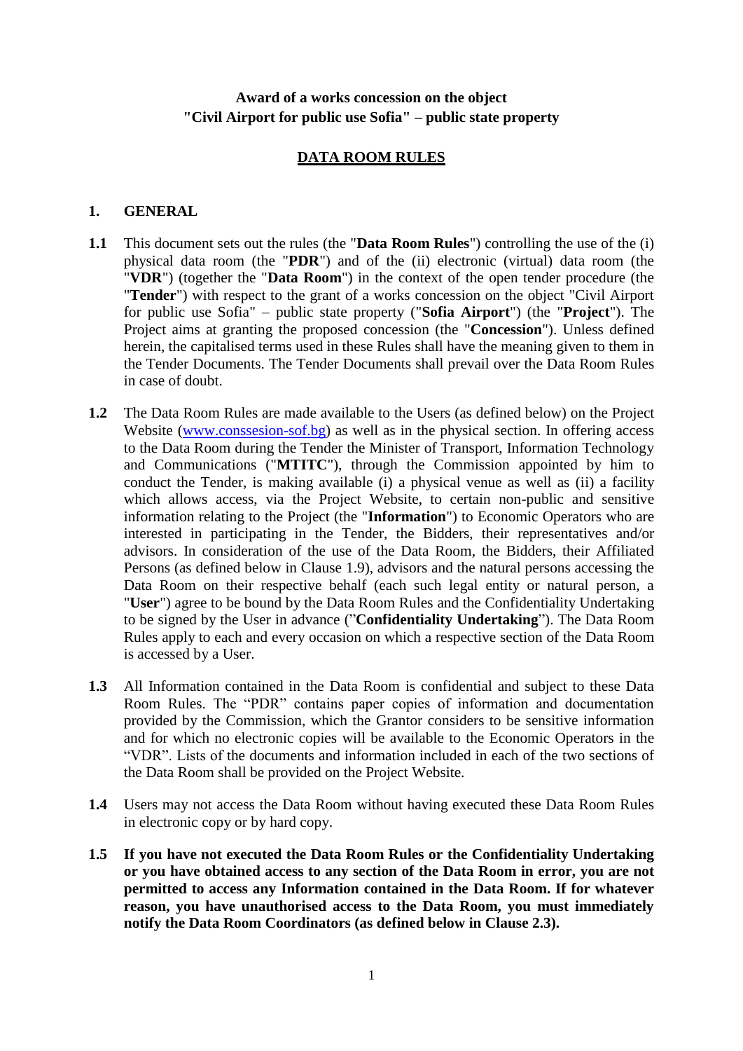**Award of a works concession on the object**
**"Civil Airport for public use Sofia" – public state property**

# DATA ROOM RULES

## 1. GENERAL

**1.1** This document sets out the rules (the "**Data Room Rules**") controlling the use of the (i) physical data room (the "**PDR**") and of the (ii) electronic (virtual) data room (the "**VDR**") (together the "**Data Room**") in the context of the open tender procedure (the "**Tender**") with respect to the grant of a works concession on the object "Civil Airport for public use Sofia" – public state property ("**Sofia Airport**") (the "**Project**"). The Project aims at granting the proposed concession (the "**Concession**"). Unless defined herein, the capitalised terms used in these Rules shall have the meaning given to them in the Tender Documents. The Tender Documents shall prevail over the Data Room Rules in case of doubt.

**1.2** The Data Room Rules are made available to the Users (as defined below) on the Project Website (www.conssesion-sof.bg) as well as in the physical section. In offering access to the Data Room during the Tender the Minister of Transport, Information Technology and Communications ("**MTITC**"), through the Commission appointed by him to conduct the Tender, is making available (i) a physical venue as well as (ii) a facility which allows access, via the Project Website, to certain non-public and sensitive information relating to the Project (the "**Information**") to Economic Operators who are interested in participating in the Tender, the Bidders, their representatives and/or advisors. In consideration of the use of the Data Room, the Bidders, their Affiliated Persons (as defined below in Clause 1.9), advisors and the natural persons accessing the Data Room on their respective behalf (each such legal entity or natural person, a "**User**") agree to be bound by the Data Room Rules and the Confidentiality Undertaking to be signed by the User in advance ("**Confidentiality Undertaking**"). The Data Room Rules apply to each and every occasion on which a respective section of the Data Room is accessed by a User.

**1.3** All Information contained in the Data Room is confidential and subject to these Data Room Rules. The "PDR" contains paper copies of information and documentation provided by the Commission, which the Grantor considers to be sensitive information and for which no electronic copies will be available to the Economic Operators in the "VDR". Lists of the documents and information included in each of the two sections of the Data Room shall be provided on the Project Website.

**1.4** Users may not access the Data Room without having executed these Data Room Rules in electronic copy or by hard copy.

**1.5** **If you have not executed the Data Room Rules or the Confidentiality Undertaking or you have obtained access to any section of the Data Room in error, you are not permitted to access any Information contained in the Data Room. If for whatever reason, you have unauthorised access to the Data Room, you must immediately notify the Data Room Coordinators (as defined below in Clause 2.3).**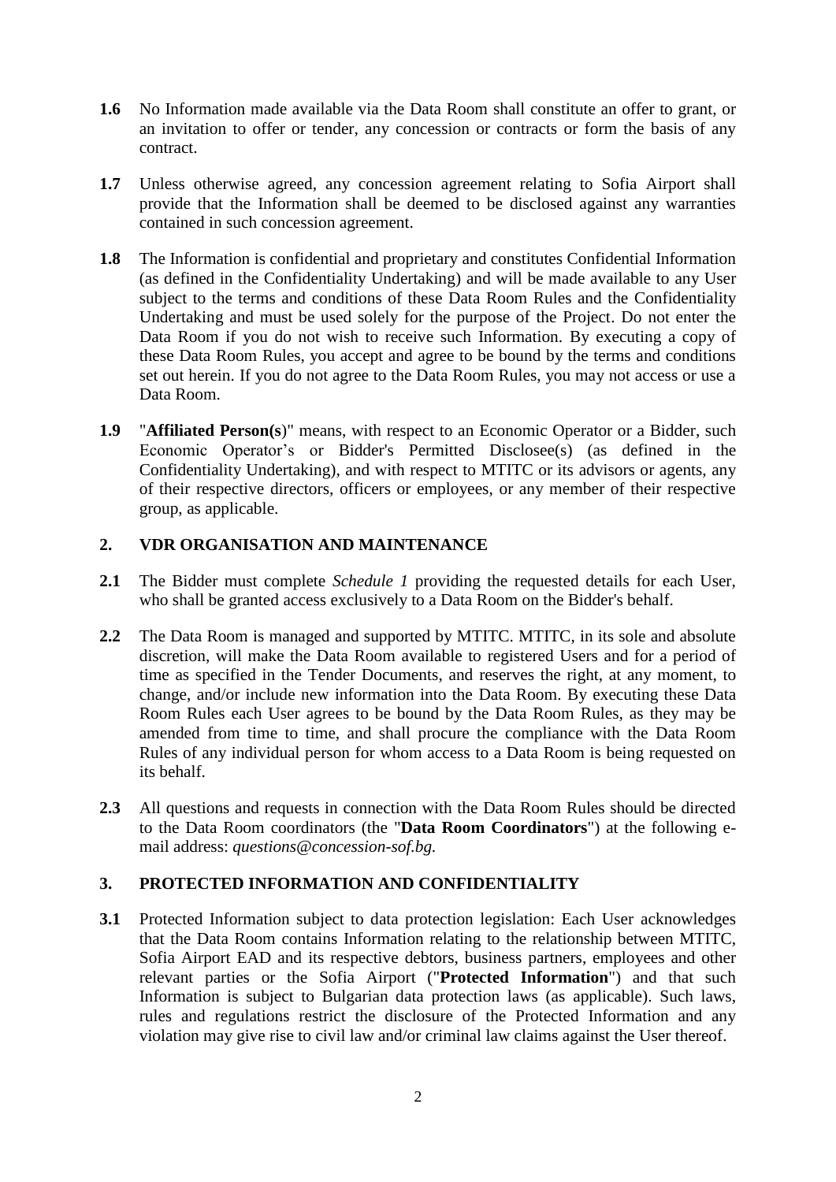**1.6** No Information made available via the Data Room shall constitute an offer to grant, or an invitation to offer or tender, any concession or contracts or form the basis of any contract.

**1.7** Unless otherwise agreed, any concession agreement relating to Sofia Airport shall provide that the Information shall be deemed to be disclosed against any warranties contained in such concession agreement.

**1.8** The Information is confidential and proprietary and constitutes Confidential Information (as defined in the Confidentiality Undertaking) and will be made available to any User subject to the terms and conditions of these Data Room Rules and the Confidentiality Undertaking and must be used solely for the purpose of the Project. Do not enter the Data Room if you do not wish to receive such Information. By executing a copy of these Data Room Rules, you accept and agree to be bound by the terms and conditions set out herein. If you do not agree to the Data Room Rules, you may not access or use a Data Room.

**1.9** "**Affiliated Person(s)**" means, with respect to an Economic Operator or a Bidder, such Economic Operator's or Bidder's Permitted Disclosee(s) (as defined in the Confidentiality Undertaking), and with respect to MTITC or its advisors or agents, any of their respective directors, officers or employees, or any member of their respective group, as applicable.

## 2. VDR ORGANISATION AND MAINTENANCE

**2.1** The Bidder must complete *Schedule 1* providing the requested details for each User, who shall be granted access exclusively to a Data Room on the Bidder's behalf.

**2.2** The Data Room is managed and supported by MTITC. MTITC, in its sole and absolute discretion, will make the Data Room available to registered Users and for a period of time as specified in the Tender Documents, and reserves the right, at any moment, to change, and/or include new information into the Data Room. By executing these Data Room Rules each User agrees to be bound by the Data Room Rules, as they may be amended from time to time, and shall procure the compliance with the Data Room Rules of any individual person for whom access to a Data Room is being requested on its behalf.

**2.3** All questions and requests in connection with the Data Room Rules should be directed to the Data Room coordinators (the "**Data Room Coordinators**") at the following e-mail address: *questions@concession-sof.bg.*

## 3. PROTECTED INFORMATION AND CONFIDENTIALITY

**3.1** Protected Information subject to data protection legislation: Each User acknowledges that the Data Room contains Information relating to the relationship between MTITC, Sofia Airport EAD and its respective debtors, business partners, employees and other relevant parties or the Sofia Airport ("**Protected Information**") and that such Information is subject to Bulgarian data protection laws (as applicable). Such laws, rules and regulations restrict the disclosure of the Protected Information and any violation may give rise to civil law and/or criminal law claims against the User thereof.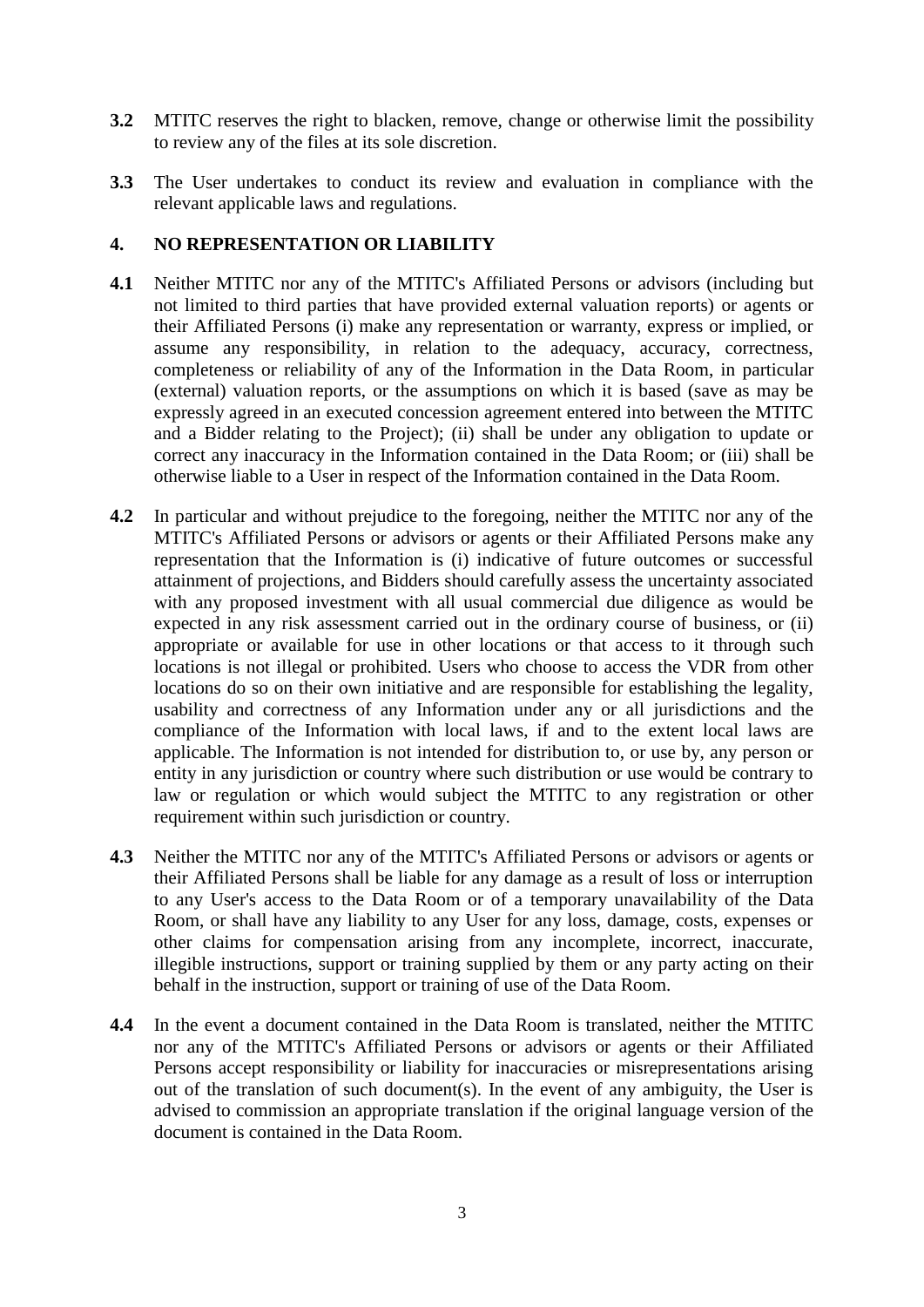**3.2** MTITC reserves the right to blacken, remove, change or otherwise limit the possibility to review any of the files at its sole discretion.

**3.3** The User undertakes to conduct its review and evaluation in compliance with the relevant applicable laws and regulations.

## 4. NO REPRESENTATION OR LIABILITY

**4.1** Neither MTITC nor any of the MTITC's Affiliated Persons or advisors (including but not limited to third parties that have provided external valuation reports) or agents or their Affiliated Persons (i) make any representation or warranty, express or implied, or assume any responsibility, in relation to the adequacy, accuracy, correctness, completeness or reliability of any of the Information in the Data Room, in particular (external) valuation reports, or the assumptions on which it is based (save as may be expressly agreed in an executed concession agreement entered into between the MTITC and a Bidder relating to the Project); (ii) shall be under any obligation to update or correct any inaccuracy in the Information contained in the Data Room; or (iii) shall be otherwise liable to a User in respect of the Information contained in the Data Room.

**4.2** In particular and without prejudice to the foregoing, neither the MTITC nor any of the MTITC's Affiliated Persons or advisors or agents or their Affiliated Persons make any representation that the Information is (i) indicative of future outcomes or successful attainment of projections, and Bidders should carefully assess the uncertainty associated with any proposed investment with all usual commercial due diligence as would be expected in any risk assessment carried out in the ordinary course of business, or (ii) appropriate or available for use in other locations or that access to it through such locations is not illegal or prohibited. Users who choose to access the VDR from other locations do so on their own initiative and are responsible for establishing the legality, usability and correctness of any Information under any or all jurisdictions and the compliance of the Information with local laws, if and to the extent local laws are applicable. The Information is not intended for distribution to, or use by, any person or entity in any jurisdiction or country where such distribution or use would be contrary to law or regulation or which would subject the MTITC to any registration or other requirement within such jurisdiction or country.

**4.3** Neither the MTITC nor any of the MTITC's Affiliated Persons or advisors or agents or their Affiliated Persons shall be liable for any damage as a result of loss or interruption to any User's access to the Data Room or of a temporary unavailability of the Data Room, or shall have any liability to any User for any loss, damage, costs, expenses or other claims for compensation arising from any incomplete, incorrect, inaccurate, illegible instructions, support or training supplied by them or any party acting on their behalf in the instruction, support or training of use of the Data Room.

**4.4** In the event a document contained in the Data Room is translated, neither the MTITC nor any of the MTITC's Affiliated Persons or advisors or agents or their Affiliated Persons accept responsibility or liability for inaccuracies or misrepresentations arising out of the translation of such document(s). In the event of any ambiguity, the User is advised to commission an appropriate translation if the original language version of the document is contained in the Data Room.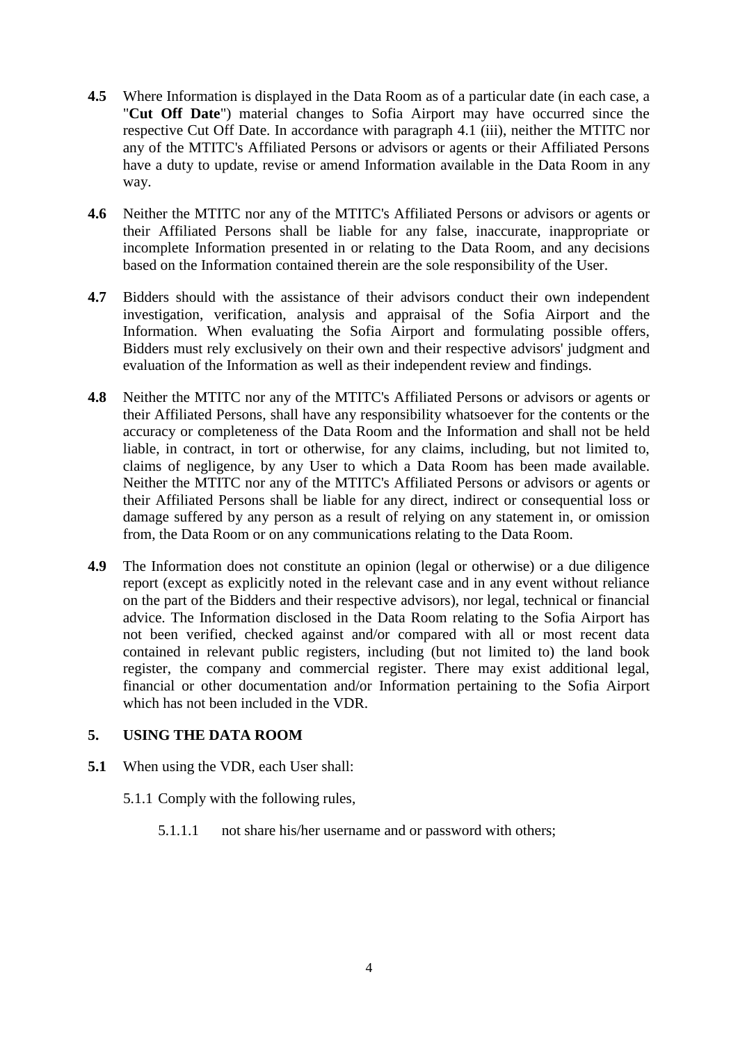**4.5** Where Information is displayed in the Data Room as of a particular date (in each case, a "**Cut Off Date**") material changes to Sofia Airport may have occurred since the respective Cut Off Date. In accordance with paragraph 4.1 (iii), neither the MTITC nor any of the MTITC's Affiliated Persons or advisors or agents or their Affiliated Persons have a duty to update, revise or amend Information available in the Data Room in any way.

**4.6** Neither the MTITC nor any of the MTITC's Affiliated Persons or advisors or agents or their Affiliated Persons shall be liable for any false, inaccurate, inappropriate or incomplete Information presented in or relating to the Data Room, and any decisions based on the Information contained therein are the sole responsibility of the User.

**4.7** Bidders should with the assistance of their advisors conduct their own independent investigation, verification, analysis and appraisal of the Sofia Airport and the Information. When evaluating the Sofia Airport and formulating possible offers, Bidders must rely exclusively on their own and their respective advisors' judgment and evaluation of the Information as well as their independent review and findings.

**4.8** Neither the MTITC nor any of the MTITC's Affiliated Persons or advisors or agents or their Affiliated Persons, shall have any responsibility whatsoever for the contents or the accuracy or completeness of the Data Room and the Information and shall not be held liable, in contract, in tort or otherwise, for any claims, including, but not limited to, claims of negligence, by any User to which a Data Room has been made available. Neither the MTITC nor any of the MTITC's Affiliated Persons or advisors or agents or their Affiliated Persons shall be liable for any direct, indirect or consequential loss or damage suffered by any person as a result of relying on any statement in, or omission from, the Data Room or on any communications relating to the Data Room.

**4.9** The Information does not constitute an opinion (legal or otherwise) or a due diligence report (except as explicitly noted in the relevant case and in any event without reliance on the part of the Bidders and their respective advisors), nor legal, technical or financial advice. The Information disclosed in the Data Room relating to the Sofia Airport has not been verified, checked against and/or compared with all or most recent data contained in relevant public registers, including (but not limited to) the land book register, the company and commercial register. There may exist additional legal, financial or other documentation and/or Information pertaining to the Sofia Airport which has not been included in the VDR.

## 5. USING THE DATA ROOM

**5.1** When using the VDR, each User shall:

5.1.1 Comply with the following rules,

5.1.1.1 not share his/her username and or password with others;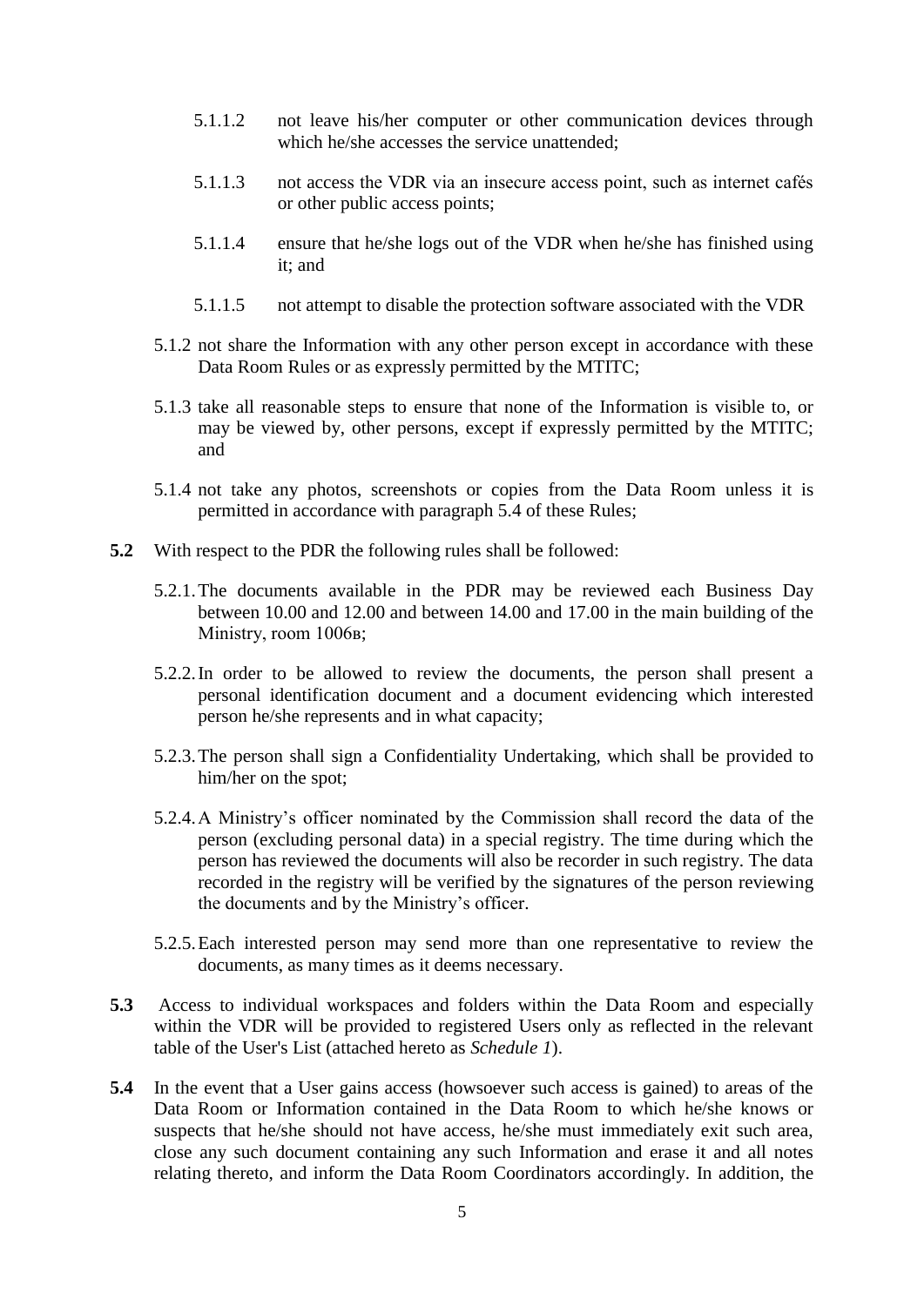5.1.1.2 not leave his/her computer or other communication devices through which he/she accesses the service unattended;

5.1.1.3 not access the VDR via an insecure access point, such as internet cafés or other public access points;

5.1.1.4 ensure that he/she logs out of the VDR when he/she has finished using it; and

5.1.1.5 not attempt to disable the protection software associated with the VDR

5.1.2 not share the Information with any other person except in accordance with these Data Room Rules or as expressly permitted by the MTITC;

5.1.3 take all reasonable steps to ensure that none of the Information is visible to, or may be viewed by, other persons, except if expressly permitted by the MTITC; and

5.1.4 not take any photos, screenshots or copies from the Data Room unless it is permitted in accordance with paragraph 5.4 of these Rules;

**5.2** With respect to the PDR the following rules shall be followed:

5.2.1. The documents available in the PDR may be reviewed each Business Day between 10.00 and 12.00 and between 14.00 and 17.00 in the main building of the Ministry, room 1006в;

5.2.2. In order to be allowed to review the documents, the person shall present a personal identification document and a document evidencing which interested person he/she represents and in what capacity;

5.2.3. The person shall sign a Confidentiality Undertaking, which shall be provided to him/her on the spot;

5.2.4. A Ministry's officer nominated by the Commission shall record the data of the person (excluding personal data) in a special registry. The time during which the person has reviewed the documents will also be recorder in such registry. The data recorded in the registry will be verified by the signatures of the person reviewing the documents and by the Ministry's officer.

5.2.5. Each interested person may send more than one representative to review the documents, as many times as it deems necessary.

**5.3** Access to individual workspaces and folders within the Data Room and especially within the VDR will be provided to registered Users only as reflected in the relevant table of the User's List (attached hereto as *Schedule 1*).

**5.4** In the event that a User gains access (howsoever such access is gained) to areas of the Data Room or Information contained in the Data Room to which he/she knows or suspects that he/she should not have access, he/she must immediately exit such area, close any such document containing any such Information and erase it and all notes relating thereto, and inform the Data Room Coordinators accordingly. In addition, the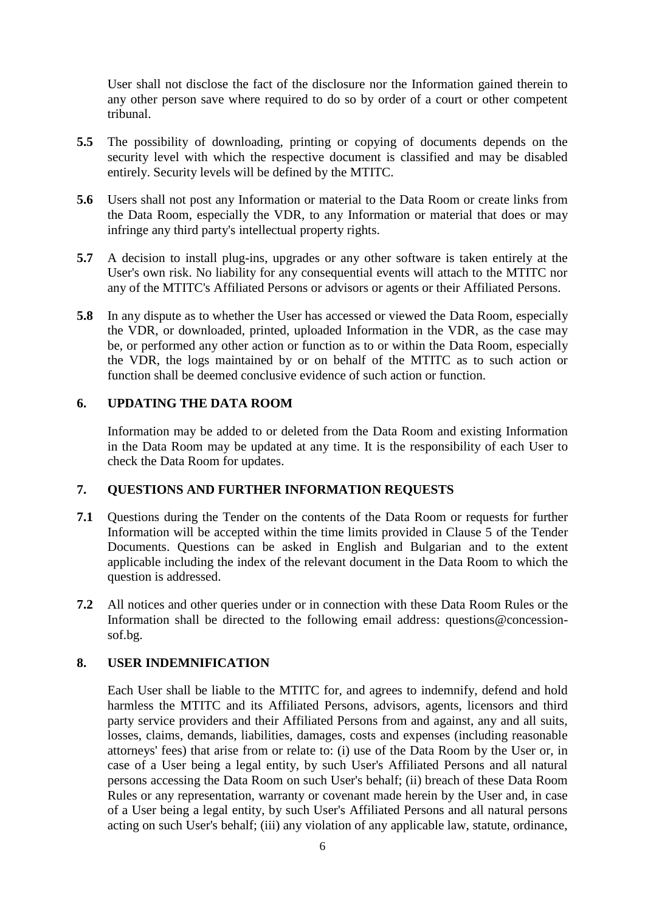User shall not disclose the fact of the disclosure nor the Information gained therein to any other person save where required to do so by order of a court or other competent tribunal.

**5.5** The possibility of downloading, printing or copying of documents depends on the security level with which the respective document is classified and may be disabled entirely. Security levels will be defined by the MTITC.

**5.6** Users shall not post any Information or material to the Data Room or create links from the Data Room, especially the VDR, to any Information or material that does or may infringe any third party's intellectual property rights.

**5.7** A decision to install plug-ins, upgrades or any other software is taken entirely at the User's own risk. No liability for any consequential events will attach to the MTITC nor any of the MTITC's Affiliated Persons or advisors or agents or their Affiliated Persons.

**5.8** In any dispute as to whether the User has accessed or viewed the Data Room, especially the VDR, or downloaded, printed, uploaded Information in the VDR, as the case may be, or performed any other action or function as to or within the Data Room, especially the VDR, the logs maintained by or on behalf of the MTITC as to such action or function shall be deemed conclusive evidence of such action or function.

## 6. UPDATING THE DATA ROOM

Information may be added to or deleted from the Data Room and existing Information in the Data Room may be updated at any time. It is the responsibility of each User to check the Data Room for updates.

## 7. QUESTIONS AND FURTHER INFORMATION REQUESTS

**7.1** Questions during the Tender on the contents of the Data Room or requests for further Information will be accepted within the time limits provided in Clause 5 of the Tender Documents. Questions can be asked in English and Bulgarian and to the extent applicable including the index of the relevant document in the Data Room to which the question is addressed.

**7.2** All notices and other queries under or in connection with these Data Room Rules or the Information shall be directed to the following email address: questions@concession-sof.bg.

## 8. USER INDEMNIFICATION

Each User shall be liable to the MTITC for, and agrees to indemnify, defend and hold harmless the MTITC and its Affiliated Persons, advisors, agents, licensors and third party service providers and their Affiliated Persons from and against, any and all suits, losses, claims, demands, liabilities, damages, costs and expenses (including reasonable attorneys' fees) that arise from or relate to: (i) use of the Data Room by the User or, in case of a User being a legal entity, by such User's Affiliated Persons and all natural persons accessing the Data Room on such User's behalf; (ii) breach of these Data Room Rules or any representation, warranty or covenant made herein by the User and, in case of a User being a legal entity, by such User's Affiliated Persons and all natural persons acting on such User's behalf; (iii) any violation of any applicable law, statute, ordinance,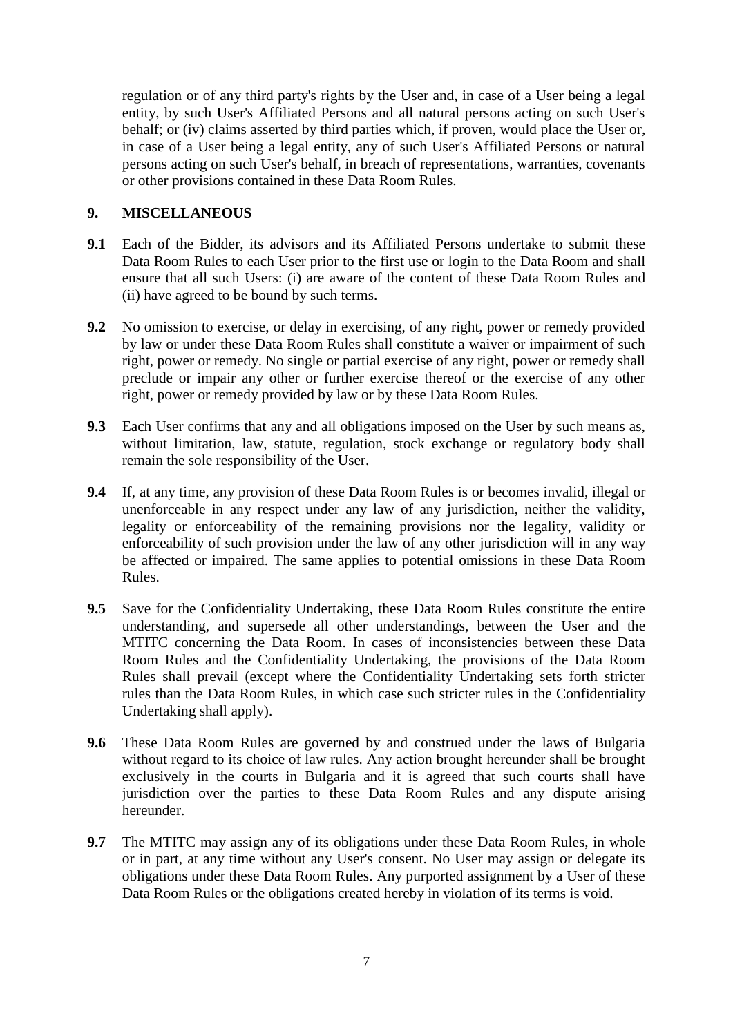regulation or of any third party's rights by the User and, in case of a User being a legal entity, by such User's Affiliated Persons and all natural persons acting on such User's behalf; or (iv) claims asserted by third parties which, if proven, would place the User or, in case of a User being a legal entity, any of such User's Affiliated Persons or natural persons acting on such User's behalf, in breach of representations, warranties, covenants or other provisions contained in these Data Room Rules.

## 9. MISCELLANEOUS

**9.1** Each of the Bidder, its advisors and its Affiliated Persons undertake to submit these Data Room Rules to each User prior to the first use or login to the Data Room and shall ensure that all such Users: (i) are aware of the content of these Data Room Rules and (ii) have agreed to be bound by such terms.

**9.2** No omission to exercise, or delay in exercising, of any right, power or remedy provided by law or under these Data Room Rules shall constitute a waiver or impairment of such right, power or remedy. No single or partial exercise of any right, power or remedy shall preclude or impair any other or further exercise thereof or the exercise of any other right, power or remedy provided by law or by these Data Room Rules.

**9.3** Each User confirms that any and all obligations imposed on the User by such means as, without limitation, law, statute, regulation, stock exchange or regulatory body shall remain the sole responsibility of the User.

**9.4** If, at any time, any provision of these Data Room Rules is or becomes invalid, illegal or unenforceable in any respect under any law of any jurisdiction, neither the validity, legality or enforceability of the remaining provisions nor the legality, validity or enforceability of such provision under the law of any other jurisdiction will in any way be affected or impaired. The same applies to potential omissions in these Data Room Rules.

**9.5** Save for the Confidentiality Undertaking, these Data Room Rules constitute the entire understanding, and supersede all other understandings, between the User and the MTITC concerning the Data Room. In cases of inconsistencies between these Data Room Rules and the Confidentiality Undertaking, the provisions of the Data Room Rules shall prevail (except where the Confidentiality Undertaking sets forth stricter rules than the Data Room Rules, in which case such stricter rules in the Confidentiality Undertaking shall apply).

**9.6** These Data Room Rules are governed by and construed under the laws of Bulgaria without regard to its choice of law rules. Any action brought hereunder shall be brought exclusively in the courts in Bulgaria and it is agreed that such courts shall have jurisdiction over the parties to these Data Room Rules and any dispute arising hereunder.

**9.7** The MTITC may assign any of its obligations under these Data Room Rules, in whole or in part, at any time without any User's consent. No User may assign or delegate its obligations under these Data Room Rules. Any purported assignment by a User of these Data Room Rules or the obligations created hereby in violation of its terms is void.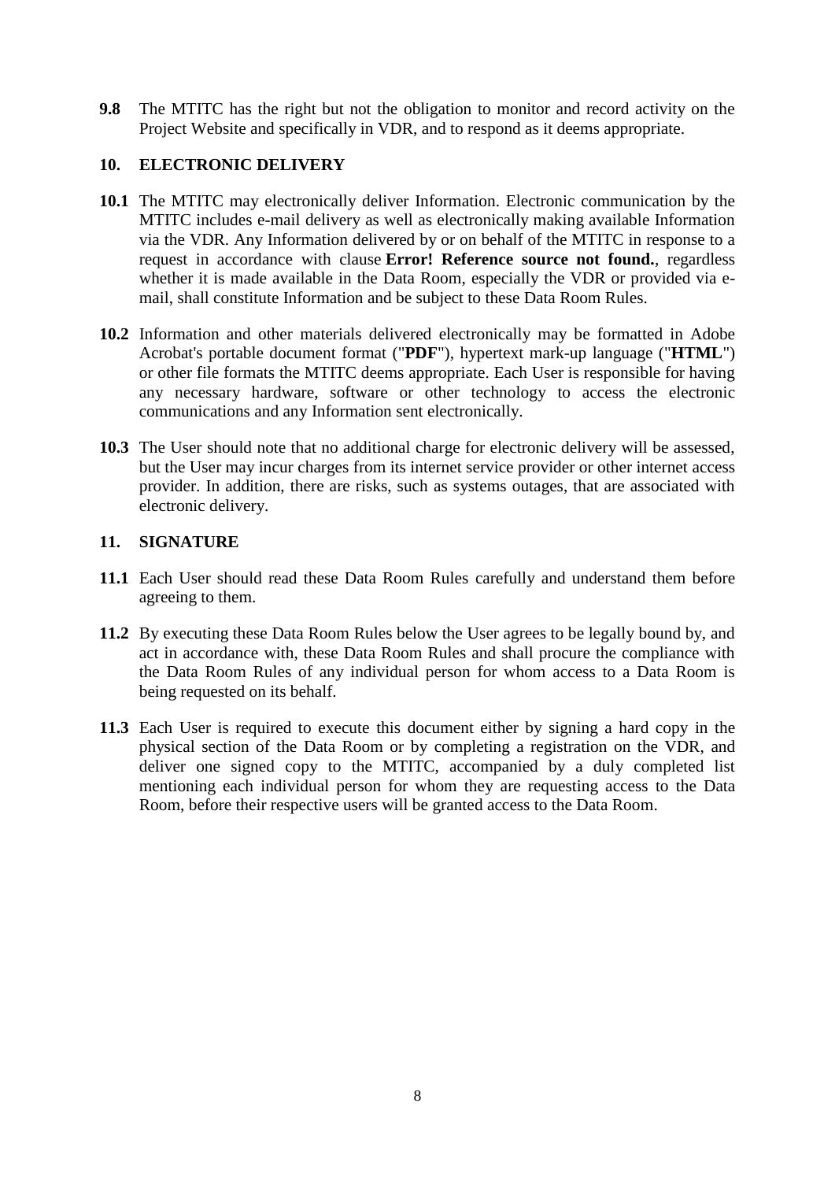**9.8** The MTITC has the right but not the obligation to monitor and record activity on the Project Website and specifically in VDR, and to respond as it deems appropriate.

## 10. ELECTRONIC DELIVERY

**10.1** The MTITC may electronically deliver Information. Electronic communication by the MTITC includes e-mail delivery as well as electronically making available Information via the VDR. Any Information delivered by or on behalf of the MTITC in response to a request in accordance with clause **Error! Reference source not found.**, regardless whether it is made available in the Data Room, especially the VDR or provided via e-mail, shall constitute Information and be subject to these Data Room Rules.

**10.2** Information and other materials delivered electronically may be formatted in Adobe Acrobat's portable document format ("**PDF**"), hypertext mark-up language ("**HTML**") or other file formats the MTITC deems appropriate. Each User is responsible for having any necessary hardware, software or other technology to access the electronic communications and any Information sent electronically.

**10.3** The User should note that no additional charge for electronic delivery will be assessed, but the User may incur charges from its internet service provider or other internet access provider. In addition, there are risks, such as systems outages, that are associated with electronic delivery.

## 11. SIGNATURE

**11.1** Each User should read these Data Room Rules carefully and understand them before agreeing to them.

**11.2** By executing these Data Room Rules below the User agrees to be legally bound by, and act in accordance with, these Data Room Rules and shall procure the compliance with the Data Room Rules of any individual person for whom access to a Data Room is being requested on its behalf.

**11.3** Each User is required to execute this document either by signing a hard copy in the physical section of the Data Room or by completing a registration on the VDR, and deliver one signed copy to the MTITC, accompanied by a duly completed list mentioning each individual person for whom they are requesting access to the Data Room, before their respective users will be granted access to the Data Room.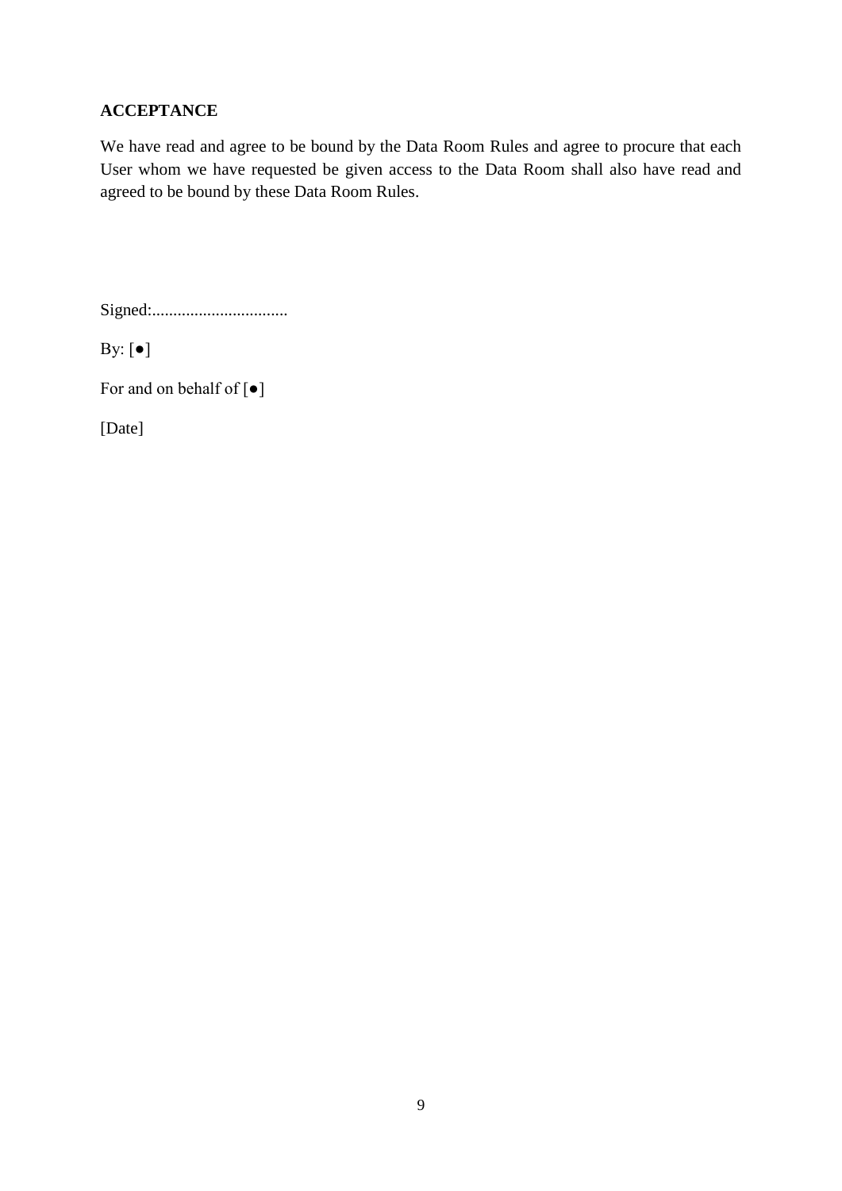**ACCEPTANCE**

We have read and agree to be bound by the Data Room Rules and agree to procure that each User whom we have requested be given access to the Data Room shall also have read and agreed to be bound by these Data Room Rules.

Signed:................................

By: [●]

For and on behalf of [●]

[Date]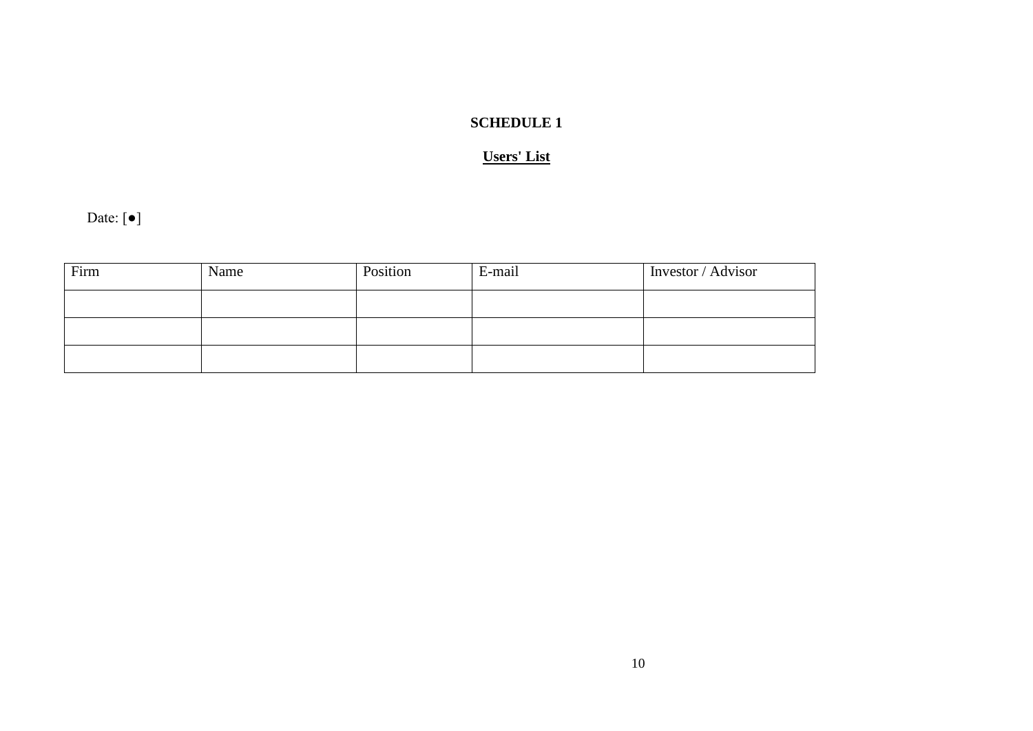**SCHEDULE 1**

**Users' List**

Date: [●]

| Firm | Name | Position | E-mail | Investor / Advisor |
|---|---|---|---|---|
| | | | | |
| | | | | |
| | | | | |